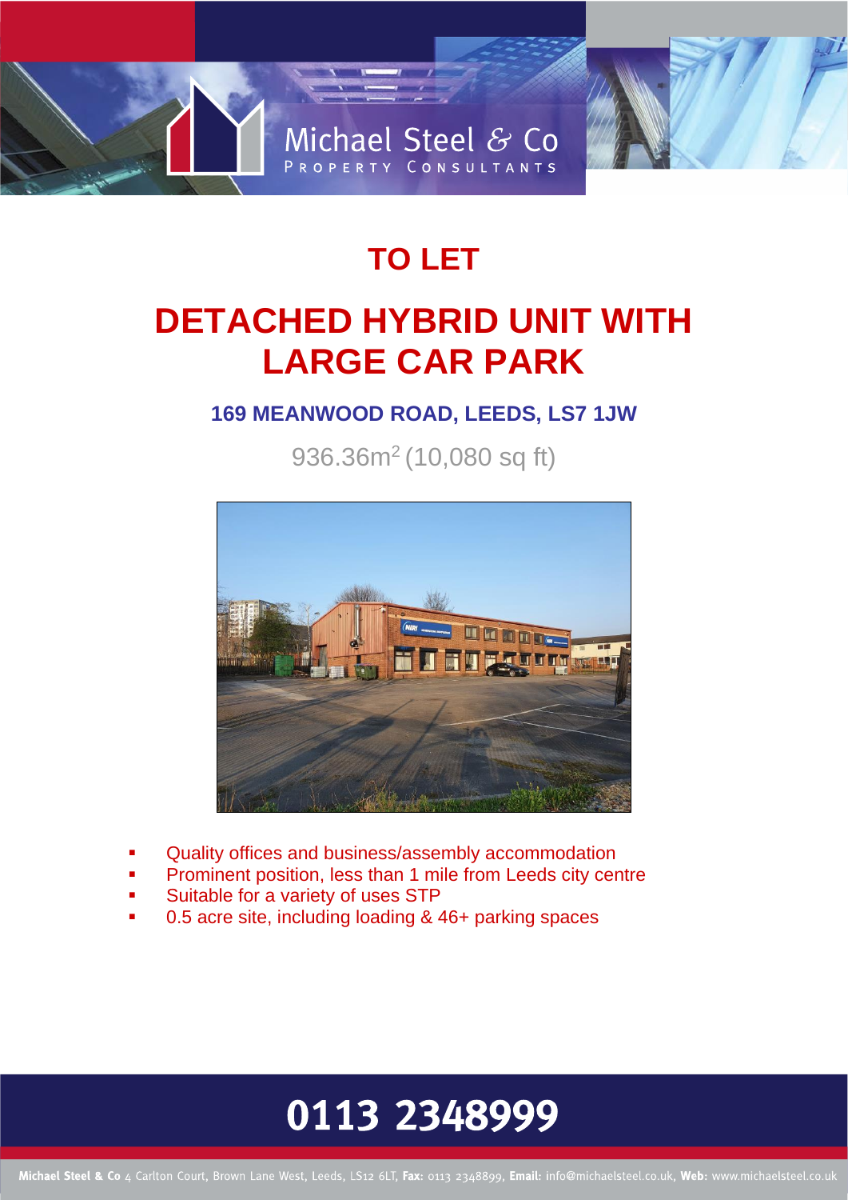Michael Steel & Co
PROPERTY CONSULTANTS

# TO LET

# DETACHED HYBRID UNIT WITH LARGE CAR PARK

## 169 MEANWOOD ROAD, LEEDS, LS7 1JW

936.36m$^2$ (10,080 sq ft)

- Quality offices and business/assembly accommodation
- Prominent position, less than 1 mile from Leeds city centre
- Suitable for a variety of uses STP
- 0.5 acre site, including loading & 46+ parking spaces

**0113 2348999**

**Michael Steel & Co** 4 Carlton Court, Brown Lane West, Leeds, LS12 6LT, **Fax:** 0113 2348899, **Email:** info@michaelsteel.co.uk, **Web:** www.michaelsteel.co.uk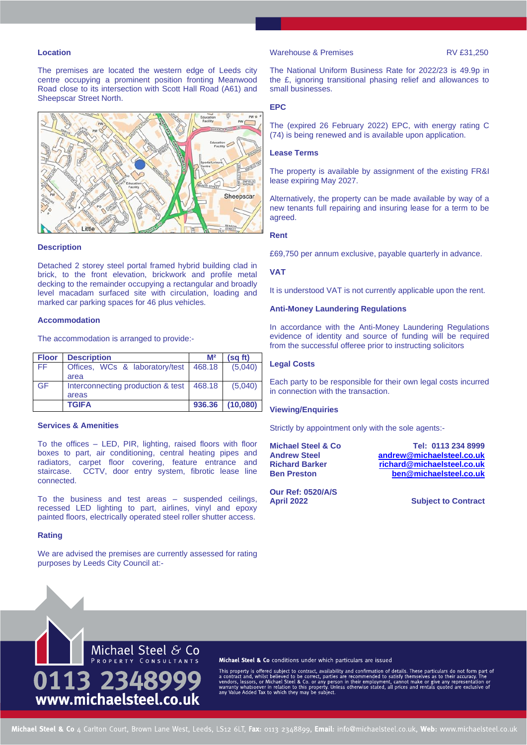## Location

The premises are located the western edge of Leeds city centre occupying a prominent position fronting Meanwood Road close to its intersection with Scott Hall Road (A61) and Sheepscar Street North.

## Description

Detached 2 storey steel portal framed hybrid building clad in brick, to the front elevation, brickwork and profile metal decking to the remainder occupying a rectangular and broadly level macadam surfaced site with circulation, loading and marked car parking spaces for 46 plus vehicles.

## Accommodation

The accommodation is arranged to provide:-

| Floor | Description | M² | (sq ft) |
|---|---|---|---|
| FF | Offices, WCs & laboratory/test area | 468.18 | (5,040) |
| GF | Interconnecting production & test areas | 468.18 | (5,040) |
| | **TGIFA** | **936.36** | **(10,080)** |

## Services & Amenities

To the offices – LED, PIR, lighting, raised floors with floor boxes to part, air conditioning, central heating pipes and radiators, carpet floor covering, feature entrance and staircase. CCTV, door entry system, fibrotic lease line connected.

To the business and test areas – suspended ceilings, recessed LED lighting to part, airlines, vinyl and epoxy painted floors, electrically operated steel roller shutter access.

## Rating

We are advised the premises are currently assessed for rating purposes by Leeds City Council at:-

Warehouse & Premises RV £31,250

The National Uniform Business Rate for 2022/23 is 49.9p in the £, ignoring transitional phasing relief and allowances to small businesses.

## EPC

The (expired 26 February 2022) EPC, with energy rating C (74) is being renewed and is available upon application.

## Lease Terms

The property is available by assignment of the existing FR&I lease expiring May 2027.

Alternatively, the property can be made available by way of a new tenants full repairing and insuring lease for a term to be agreed.

## Rent

£69,750 per annum exclusive, payable quarterly in advance.

## VAT

It is understood VAT is not currently applicable upon the rent.

## Anti-Money Laundering Regulations

In accordance with the Anti-Money Laundering Regulations evidence of identity and source of funding will be required from the successful offeree prior to instructing solicitors

## Legal Costs

Each party to be responsible for their own legal costs incurred in connection with the transaction.

## Viewing/Enquiries

Strictly by appointment only with the sole agents:-

**Michael Steel & Co** — **Tel: 0113 234 8999**
**Andrew Steel** — **andrew@michaelsteel.co.uk**
**Richard Barker** — **richard@michaelsteel.co.uk**
**Ben Preston** — **ben@michaelsteel.co.uk**

**Our Ref: 0520/A/S**
**April 2022** — **Subject to Contract**

Michael Steel & Co
PROPERTY CONSULTANTS
0113 2348999
www.michaelsteel.co.uk

**Michael Steel & Co** conditions under which particulars are issued

This property is offered subject to contract, availability and confirmation of details. These particulars do not form part of a contract and, whilst believed to be correct, parties are recommended to satisfy themselves as to their accuracy. The vendors, lessors, or Michael Steel & Co. or any person in their employment, cannot make or give any representation or warranty whatsoever in relation to this property. Unless otherwise stated, all prices and rentals quoted are exclusive of any Value Added Tax to which they may be subject.

**Michael Steel & Co** 4 Carlton Court, Brown Lane West, Leeds, LS12 6LT, **Fax:** 0113 2348899, **Email:** info@michaelsteel.co.uk, **Web:** www.michaelsteel.co.uk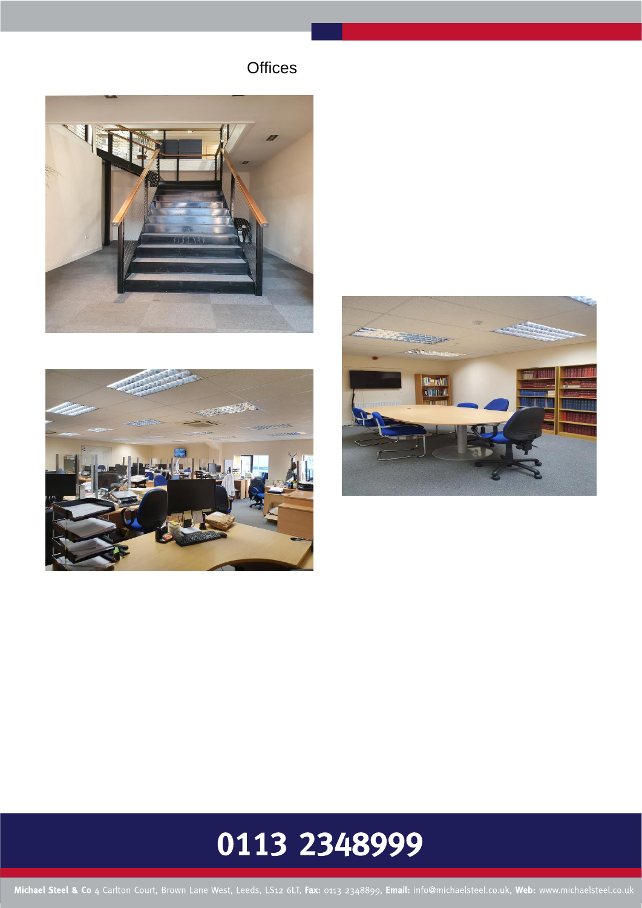# Offices

0113 2348999

**Michael Steel & Co** 4 Carlton Court, Brown Lane West, Leeds, LS12 6LT, **Fax:** 0113 2348899, **Email:** info@michaelsteel.co.uk, **Web:** www.michaelsteel.co.uk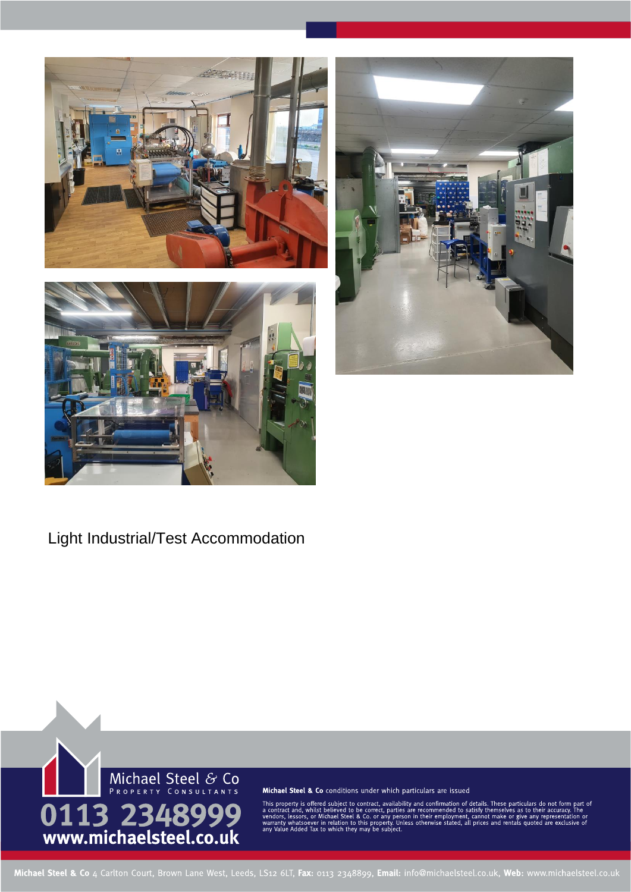Light Industrial/Test Accommodation

Michael Steel & Co
PROPERTY CONSULTANTS

0113 2348999
www.michaelsteel.co.uk

**Michael Steel & Co** conditions under which particulars are issued

This property is offered subject to contract, availability and confirmation of details. These particulars do not form part of a contract and, whilst believed to be correct, parties are recommended to satisfy themselves as to their accuracy. The vendors, lessors, or Michael Steel & Co. or any person in their employment, cannot make or give any representation or warranty whatsoever in relation to this property. Unless otherwise stated, all prices and rentals quoted are exclusive of any Value Added Tax to which they may be subject.

**Michael Steel & Co** 4 Carlton Court, Brown Lane West, Leeds, LS12 6LT, **Fax:** 0113 2348899, **Email:** info@michaelsteel.co.uk, **Web:** www.michaelsteel.co.uk